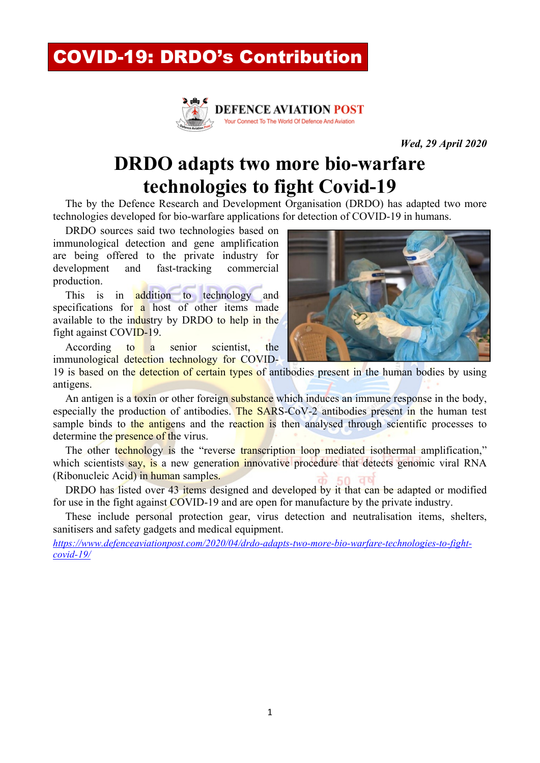# COVID-19: DRDO's Contribution

DEFENCE AVIATION POST

Your Connect To The World Of Defence And Aviation

*Wed, 29 April 2020*

## DRDO adapts two more bio-warfare technologies to fight Covid-19

The by the Defence Research and Development Organisation (DRDO) has adapted two more technologies developed for bio-warfare applications for detection of COVID-19 in humans.

DRDO sources said two technologies based on immunological detection and gene amplification are being offered to the private industry for development and fast-tracking commercial production.

This is in addition to technology and specifications for a host of other items made available to the industry by DRDO to help in the fight against COVID-19.

According to a senior scientist, the immunological detection technology for COVID-19 is based on the detection of certain types of antibodies present in the human bodies by using antigens.

An antigen is a toxin or other foreign substance which induces an immune response in the body, especially the production of antibodies. The SARS-CoV-2 antibodies present in the human test sample binds to the antigens and the reaction is then analysed through scientific processes to determine the presence of the virus.

The other technology is the "reverse transcription loop mediated isothermal amplification," which scientists say, is a new generation innovative procedure that detects genomic viral RNA (Ribonucleic Acid) in human samples.

DRDO has listed over 43 items designed and developed by it that can be adapted or modified for use in the fight against COVID-19 and are open for manufacture by the private industry.

These include personal protection gear, virus detection and neutralisation items, shelters, sanitisers and safety gadgets and medical equipment.

*https://www.defenceaviationpost.com/2020/04/drdo-adapts-two-more-bio-warfare-technologies-to-fight-covid-19/*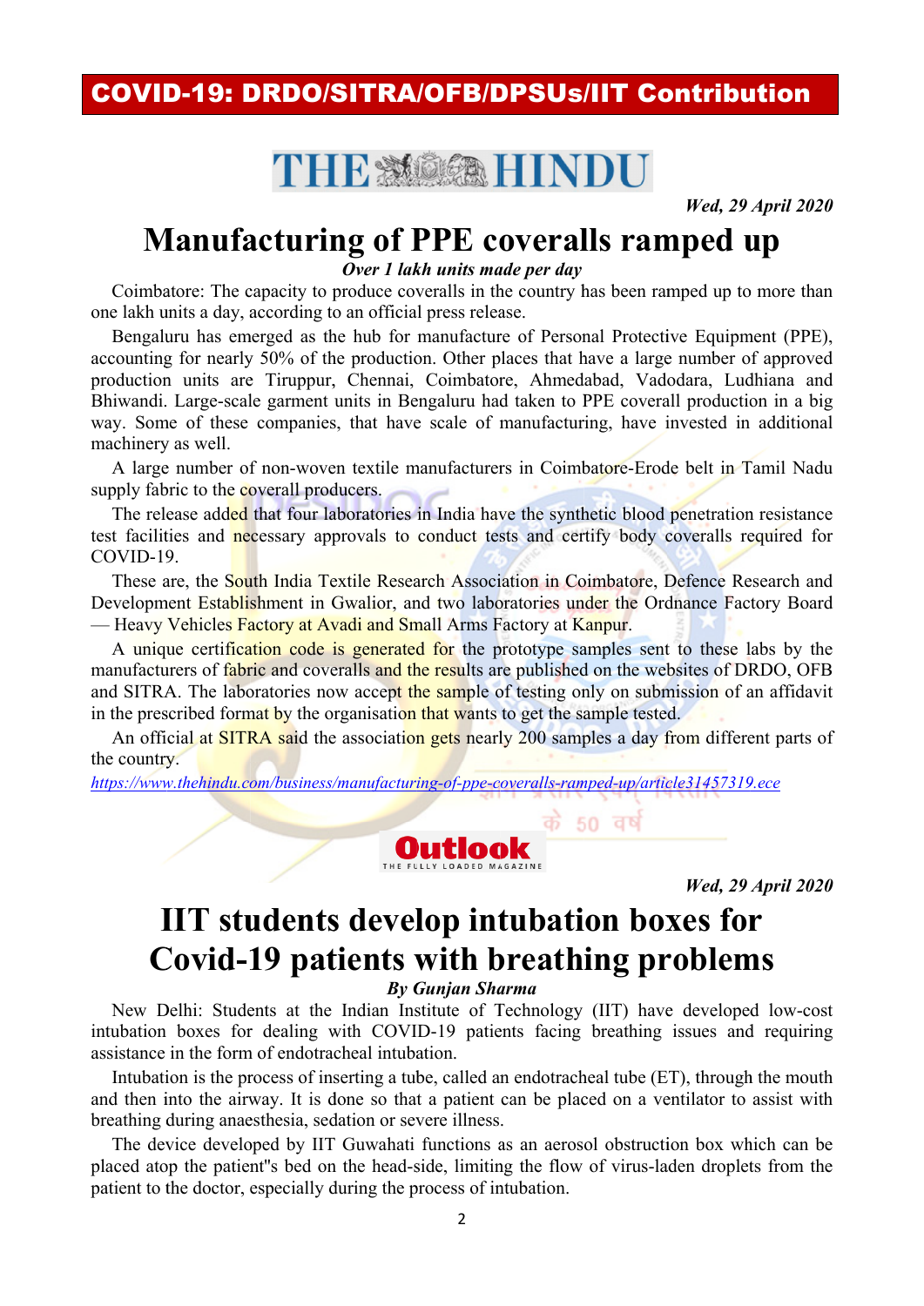## COVID-19: DRDO/SITRA/OFB/DPSUs/IIT Contribution

**THE HINDU**

*Wed, 29 April 2020*

# Manufacturing of PPE coveralls ramped up

***Over 1 lakh units made per day***

Coimbatore: The capacity to produce coveralls in the country has been ramped up to more than one lakh units a day, according to an official press release.

Bengaluru has emerged as the hub for manufacture of Personal Protective Equipment (PPE), accounting for nearly 50% of the production. Other places that have a large number of approved production units are Tiruppur, Chennai, Coimbatore, Ahmedabad, Vadodara, Ludhiana and Bhiwandi. Large-scale garment units in Bengaluru had taken to PPE coverall production in a big way. Some of these companies, that have scale of manufacturing, have invested in additional machinery as well.

A large number of non-woven textile manufacturers in Coimbatore-Erode belt in Tamil Nadu supply fabric to the coverall producers.

The release added that four laboratories in India have the synthetic blood penetration resistance test facilities and necessary approvals to conduct tests and certify body coveralls required for COVID-19.

These are, the South India Textile Research Association in Coimbatore, Defence Research and Development Establishment in Gwalior, and two laboratories under the Ordnance Factory Board — Heavy Vehicles Factory at Avadi and Small Arms Factory at Kanpur.

A unique certification code is generated for the prototype samples sent to these labs by the manufacturers of fabric and coveralls and the results are published on the websites of DRDO, OFB and SITRA. The laboratories now accept the sample of testing only on submission of an affidavit in the prescribed format by the organisation that wants to get the sample tested.

An official at SITRA said the association gets nearly 200 samples a day from different parts of the country.

*https://www.thehindu.com/business/manufacturing-of-ppe-coveralls-ramped-up/article31457319.ece*

**Outlook**
THE FULLY LOADED MAGAZINE

*Wed, 29 April 2020*

# IIT students develop intubation boxes for Covid-19 patients with breathing problems

***By Gunjan Sharma***

New Delhi: Students at the Indian Institute of Technology (IIT) have developed low-cost intubation boxes for dealing with COVID-19 patients facing breathing issues and requiring assistance in the form of endotracheal intubation.

Intubation is the process of inserting a tube, called an endotracheal tube (ET), through the mouth and then into the airway. It is done so that a patient can be placed on a ventilator to assist with breathing during anaesthesia, sedation or severe illness.

The device developed by IIT Guwahati functions as an aerosol obstruction box which can be placed atop the patient"s bed on the head-side, limiting the flow of virus-laden droplets from the patient to the doctor, especially during the process of intubation.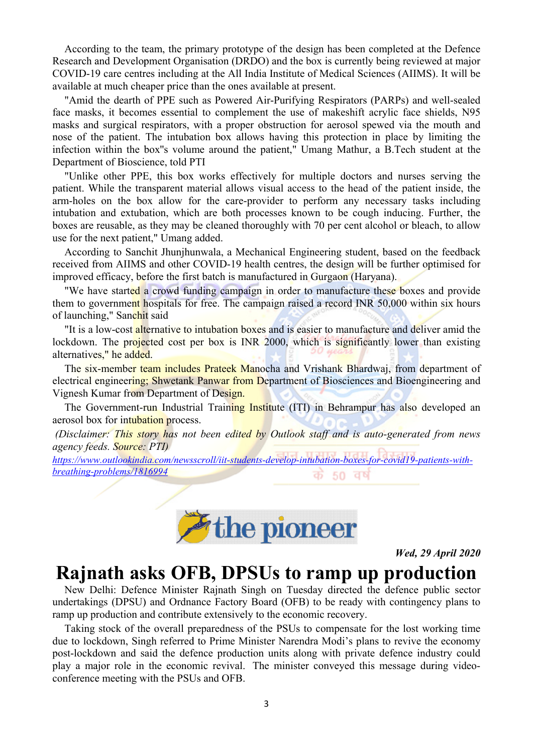According to the team, the primary prototype of the design has been completed at the Defence Research and Development Organisation (DRDO) and the box is currently being reviewed at major COVID-19 care centres including at the All India Institute of Medical Sciences (AIIMS). It will be available at much cheaper price than the ones available at present.

"Amid the dearth of PPE such as Powered Air-Purifying Respirators (PARPs) and well-sealed face masks, it becomes essential to complement the use of makeshift acrylic face shields, N95 masks and surgical respirators, with a proper obstruction for aerosol spewed via the mouth and nose of the patient. The intubation box allows having this protection in place by limiting the infection within the box"s volume around the patient," Umang Mathur, a B.Tech student at the Department of Bioscience, told PTI

"Unlike other PPE, this box works effectively for multiple doctors and nurses serving the patient. While the transparent material allows visual access to the head of the patient inside, the arm-holes on the box allow for the care-provider to perform any necessary tasks including intubation and extubation, which are both processes known to be cough inducing. Further, the boxes are reusable, as they may be cleaned thoroughly with 70 per cent alcohol or bleach, to allow use for the next patient," Umang added.

According to Sanchit Jhunjhunwala, a Mechanical Engineering student, based on the feedback received from AIIMS and other COVID-19 health centres, the design will be further optimised for improved efficacy, before the first batch is manufactured in Gurgaon (Haryana).

"We have started a crowd funding campaign in order to manufacture these boxes and provide them to government hospitals for free. The campaign raised a record INR 50,000 within six hours of launching," Sanchit said

"It is a low-cost alternative to intubation boxes and is easier to manufacture and deliver amid the lockdown. The projected cost per box is INR 2000, which is significantly lower than existing alternatives," he added.

The six-member team includes Prateek Manocha and Vrishank Bhardwaj, from department of electrical engineering; Shwetank Panwar from Department of Biosciences and Bioengineering and Vignesh Kumar from Department of Design.

The Government-run Industrial Training Institute (ITI) in Behrampur has also developed an aerosol box for intubation process.

*(Disclaimer: This story has not been edited by Outlook staff and is auto-generated from news agency feeds. Source: PTI)*

https://www.outlookindia.com/newsscroll/iit-students-develop-intubation-boxes-for-covid19-patients-with-breathing-problems/1816994

**the pioneer**

***Wed, 29 April 2020***

# Rajnath asks OFB, DPSUs to ramp up production

New Delhi: Defence Minister Rajnath Singh on Tuesday directed the defence public sector undertakings (DPSU) and Ordnance Factory Board (OFB) to be ready with contingency plans to ramp up production and contribute extensively to the economic recovery.

Taking stock of the overall preparedness of the PSUs to compensate for the lost working time due to lockdown, Singh referred to Prime Minister Narendra Modi's plans to revive the economy post-lockdown and said the defence production units along with private defence industry could play a major role in the economic revival. The minister conveyed this message during video-conference meeting with the PSUs and OFB.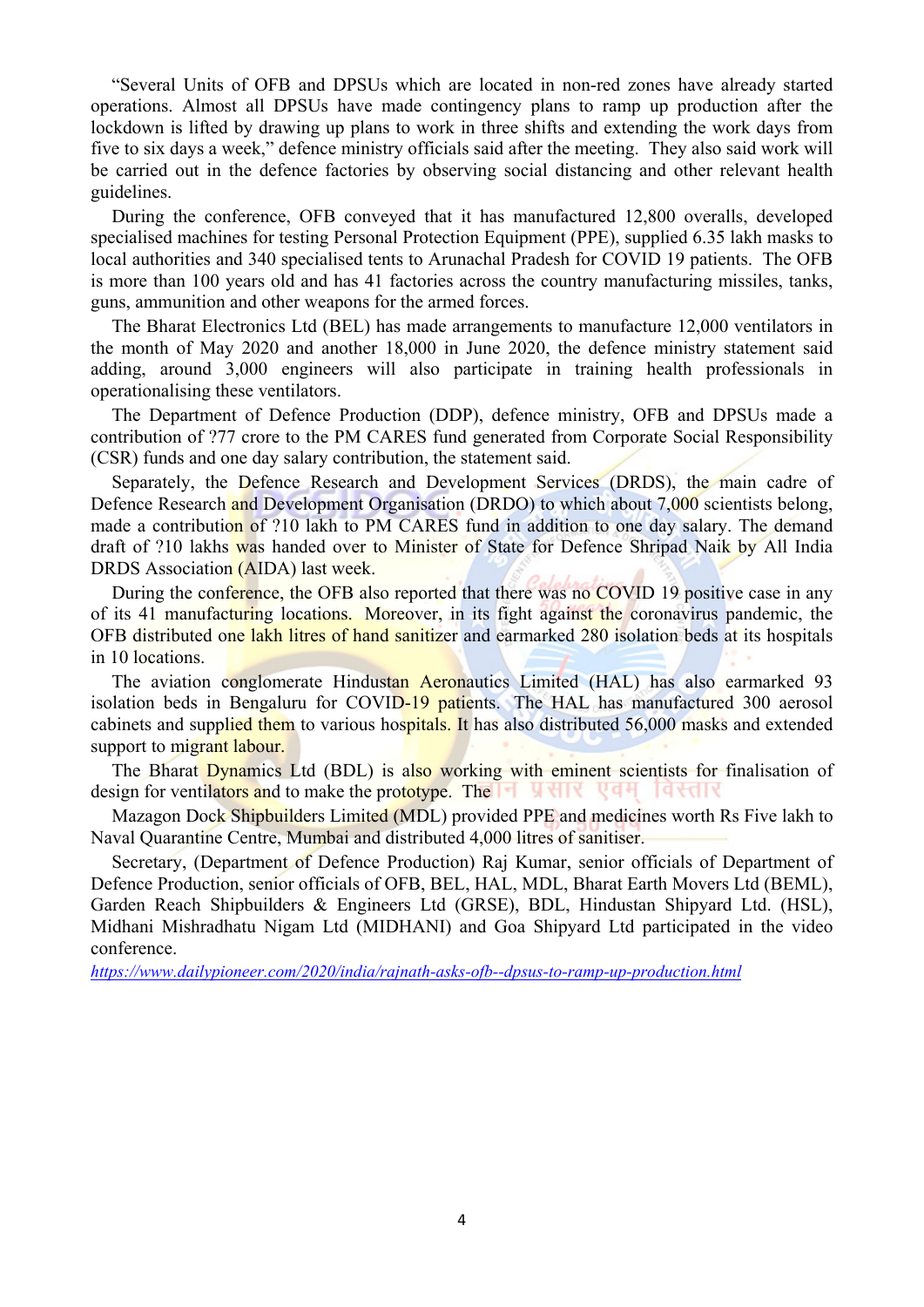"Several Units of OFB and DPSUs which are located in non-red zones have already started operations. Almost all DPSUs have made contingency plans to ramp up production after the lockdown is lifted by drawing up plans to work in three shifts and extending the work days from five to six days a week," defence ministry officials said after the meeting. They also said work will be carried out in the defence factories by observing social distancing and other relevant health guidelines.

During the conference, OFB conveyed that it has manufactured 12,800 overalls, developed specialised machines for testing Personal Protection Equipment (PPE), supplied 6.35 lakh masks to local authorities and 340 specialised tents to Arunachal Pradesh for COVID 19 patients. The OFB is more than 100 years old and has 41 factories across the country manufacturing missiles, tanks, guns, ammunition and other weapons for the armed forces.

The Bharat Electronics Ltd (BEL) has made arrangements to manufacture 12,000 ventilators in the month of May 2020 and another 18,000 in June 2020, the defence ministry statement said adding, around 3,000 engineers will also participate in training health professionals in operationalising these ventilators.

The Department of Defence Production (DDP), defence ministry, OFB and DPSUs made a contribution of ?77 crore to the PM CARES fund generated from Corporate Social Responsibility (CSR) funds and one day salary contribution, the statement said.

Separately, the Defence Research and Development Services (DRDS), the main cadre of Defence Research and Development Organisation (DRDO) to which about 7,000 scientists belong, made a contribution of ?10 lakh to PM CARES fund in addition to one day salary. The demand draft of ?10 lakhs was handed over to Minister of State for Defence Shripad Naik by All India DRDS Association (AIDA) last week.

During the conference, the OFB also reported that there was no COVID 19 positive case in any of its 41 manufacturing locations. Moreover, in its fight against the coronavirus pandemic, the OFB distributed one lakh litres of hand sanitizer and earmarked 280 isolation beds at its hospitals in 10 locations.

The aviation conglomerate Hindustan Aeronautics Limited (HAL) has also earmarked 93 isolation beds in Bengaluru for COVID-19 patients. The HAL has manufactured 300 aerosol cabinets and supplied them to various hospitals. It has also distributed 56,000 masks and extended support to migrant labour.

The Bharat Dynamics Ltd (BDL) is also working with eminent scientists for finalisation of design for ventilators and to make the prototype. The

Mazagon Dock Shipbuilders Limited (MDL) provided PPE and medicines worth Rs Five lakh to Naval Quarantine Centre, Mumbai and distributed 4,000 litres of sanitiser.

Secretary, (Department of Defence Production) Raj Kumar, senior officials of Department of Defence Production, senior officials of OFB, BEL, HAL, MDL, Bharat Earth Movers Ltd (BEML), Garden Reach Shipbuilders & Engineers Ltd (GRSE), BDL, Hindustan Shipyard Ltd. (HSL), Midhani Mishradhatu Nigam Ltd (MIDHANI) and Goa Shipyard Ltd participated in the video conference.

*https://www.dailypioneer.com/2020/india/rajnath-asks-ofb--dpsus-to-ramp-up-production.html*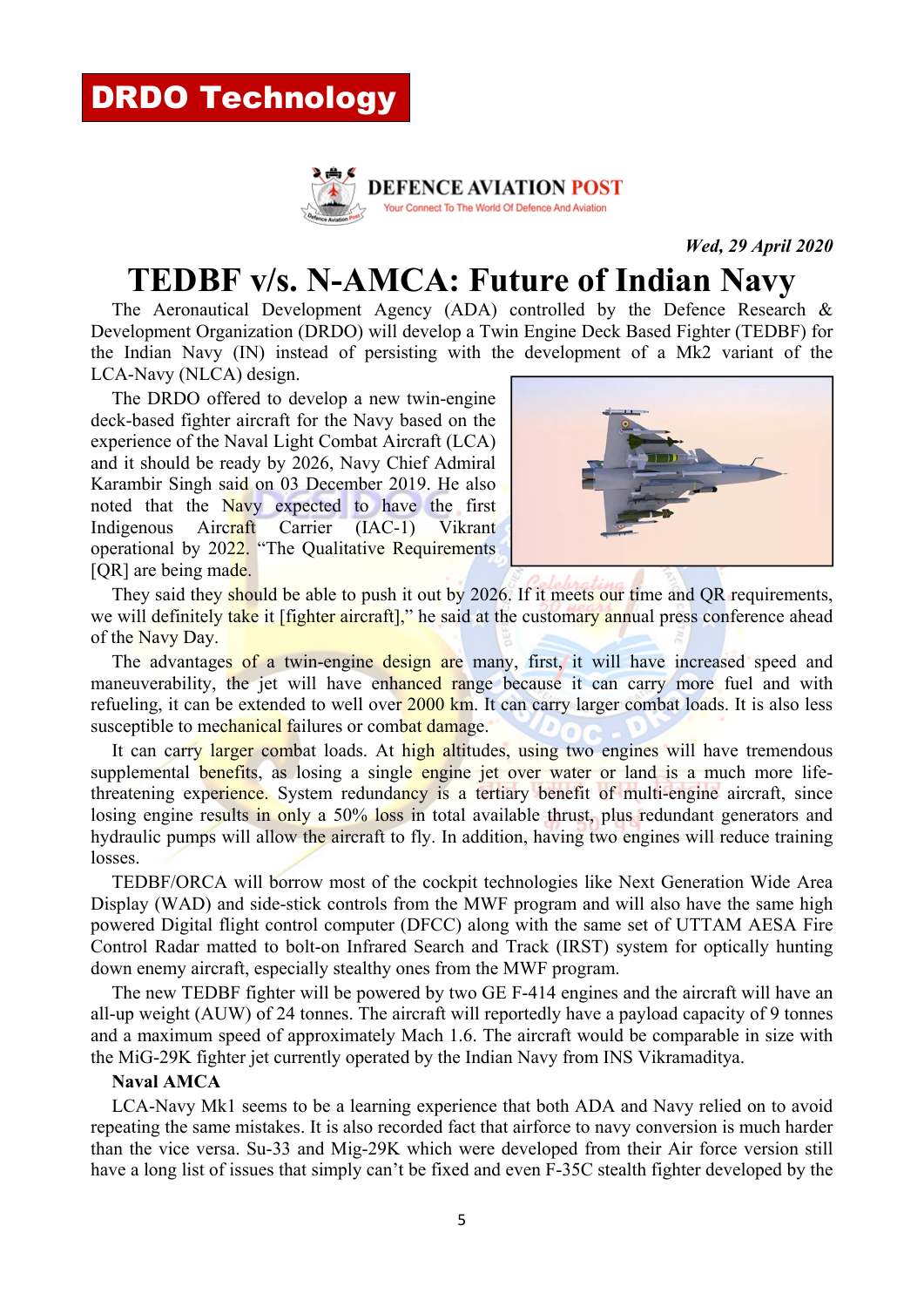# DRDO Technology

**DEFENCE AVIATION POST**
Your Connect To The World Of Defence And Aviation

*Wed, 29 April 2020*

## TEDBF v/s. N-AMCA: Future of Indian Navy

The Aeronautical Development Agency (ADA) controlled by the Defence Research & Development Organization (DRDO) will develop a Twin Engine Deck Based Fighter (TEDBF) for the Indian Navy (IN) instead of persisting with the development of a Mk2 variant of the LCA-Navy (NLCA) design.

The DRDO offered to develop a new twin-engine deck-based fighter aircraft for the Navy based on the experience of the Naval Light Combat Aircraft (LCA) and it should be ready by 2026, Navy Chief Admiral Karambir Singh said on 03 December 2019. He also noted that the Navy expected to have the first Indigenous Aircraft Carrier (IAC-1) Vikrant operational by 2022. "The Qualitative Requirements [QR] are being made.

They said they should be able to push it out by 2026. If it meets our time and QR requirements, we will definitely take it [fighter aircraft]," he said at the customary annual press conference ahead of the Navy Day.

The advantages of a twin-engine design are many, first, it will have increased speed and maneuverability, the jet will have enhanced range because it can carry more fuel and with refueling, it can be extended to well over 2000 km. It can carry larger combat loads. It is also less susceptible to mechanical failures or combat damage.

It can carry larger combat loads. At high altitudes, using two engines will have tremendous supplemental benefits, as losing a single engine jet over water or land is a much more life-threatening experience. System redundancy is a tertiary benefit of multi-engine aircraft, since losing engine results in only a 50% loss in total available thrust, plus redundant generators and hydraulic pumps will allow the aircraft to fly. In addition, having two engines will reduce training losses.

TEDBF/ORCA will borrow most of the cockpit technologies like Next Generation Wide Area Display (WAD) and side-stick controls from the MWF program and will also have the same high powered Digital flight control computer (DFCC) along with the same set of UTTAM AESA Fire Control Radar matted to bolt-on Infrared Search and Track (IRST) system for optically hunting down enemy aircraft, especially stealthy ones from the MWF program.

The new TEDBF fighter will be powered by two GE F-414 engines and the aircraft will have an all-up weight (AUW) of 24 tonnes. The aircraft will reportedly have a payload capacity of 9 tonnes and a maximum speed of approximately Mach 1.6. The aircraft would be comparable in size with the MiG-29K fighter jet currently operated by the Indian Navy from INS Vikramaditya.

**Naval AMCA**

LCA-Navy Mk1 seems to be a learning experience that both ADA and Navy relied on to avoid repeating the same mistakes. It is also recorded fact that airforce to navy conversion is much harder than the vice versa. Su-33 and Mig-29K which were developed from their Air force version still have a long list of issues that simply can't be fixed and even F-35C stealth fighter developed by the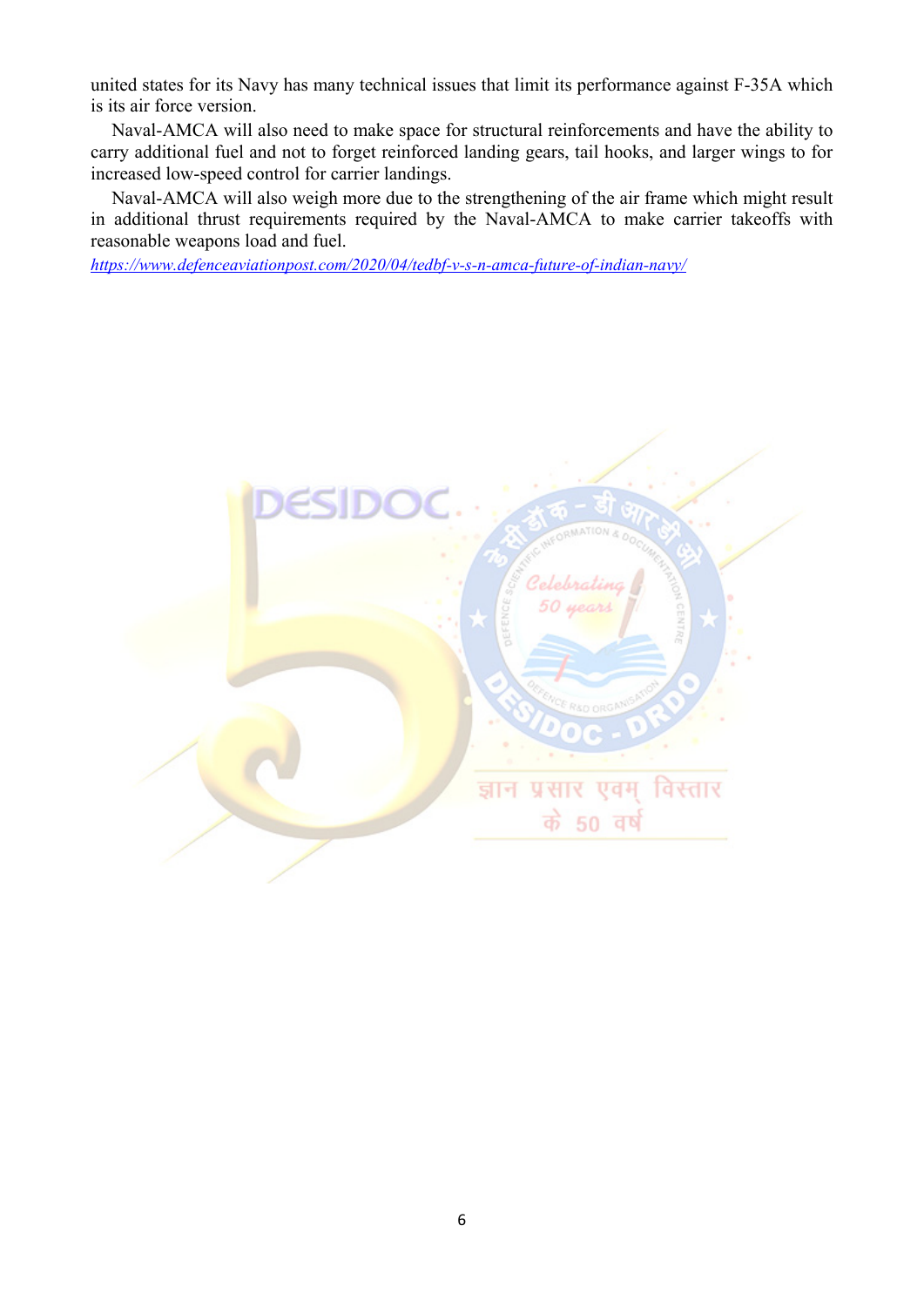united states for its Navy has many technical issues that limit its performance against F-35A which is its air force version.

Naval-AMCA will also need to make space for structural reinforcements and have the ability to carry additional fuel and not to forget reinforced landing gears, tail hooks, and larger wings to for increased low-speed control for carrier landings.

Naval-AMCA will also weigh more due to the strengthening of the air frame which might result in additional thrust requirements required by the Naval-AMCA to make carrier takeoffs with reasonable weapons load and fuel.

*https://www.defenceaviationpost.com/2020/04/tedbf-v-s-n-amca-future-of-indian-navy/*